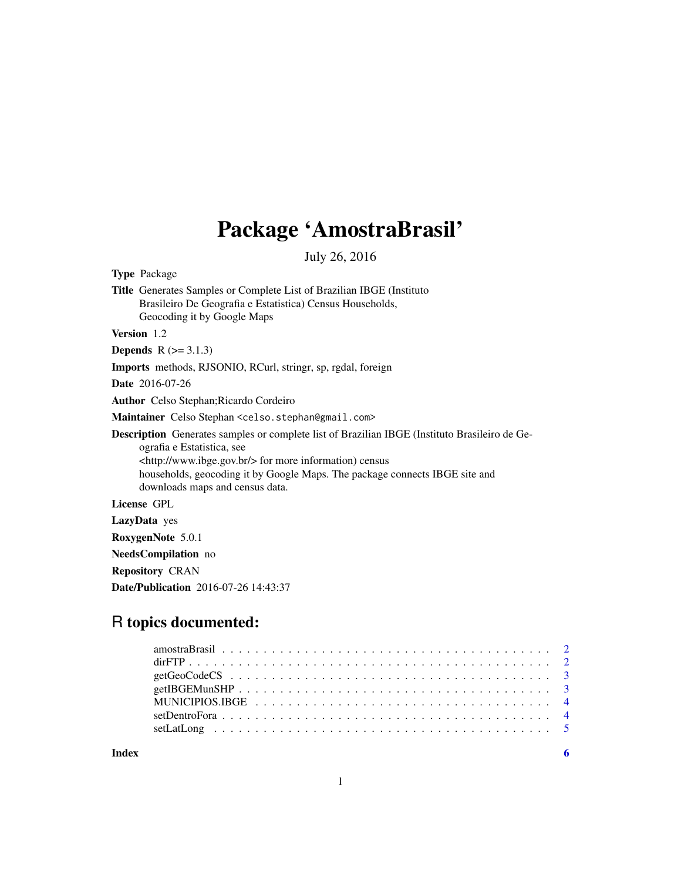# Package 'AmostraBrasil'

July 26, 2016

**Type** Package

**Title** Generates Samples or Complete List of Brazilian IBGE (Instituto Brasileiro De Geografia e Estatistica) Census Households, Geocoding it by Google Maps

**Version** 1.2

**Depends** R (>= 3.1.3)

**Imports** methods, RJSONIO, RCurl, stringr, sp, rgdal, foreign

**Date** 2016-07-26

**Author** Celso Stephan;Ricardo Cordeiro

**Maintainer** Celso Stephan <celso.stephan@gmail.com>

**Description** Generates samples or complete list of Brazilian IBGE (Instituto Brasileiro de Geografia e Estatistica, see <http://www.ibge.gov.br/> for more information) census households, geocoding it by Google Maps. The package connects IBGE site and downloads maps and census data.

**License** GPL

**LazyData** yes

**RoxygenNote** 5.0.1

**NeedsCompilation** no

**Repository** CRAN

**Date/Publication** 2016-07-26 14:43:37

## R topics documented:

- amostraBrasil . . . . . . . . . . 2
- dirFTP . . . . . . . . . . 2
- getGeoCodeCS . . . . . . . . . . 3
- getIBGEMunSHP . . . . . . . . . . 3
- MUNICIPIOS.IBGE . . . . . . . . . . 4
- setDentroFora . . . . . . . . . . 4
- setLatLong . . . . . . . . . . 5

**Index** 6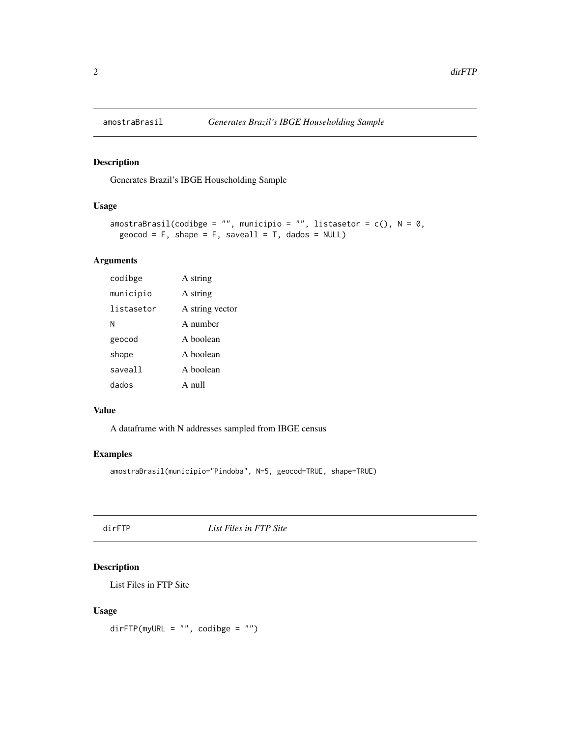## amostraBrasil — *Generates Brazil's IBGE Householding Sample*

### Description

Generates Brazil's IBGE Householding Sample

### Usage

```
amostraBrasil(codibge = "", municipio = "", listasetor = c(), N = 0,
  geocod = F, shape = F, saveall = T, dados = NULL)
```

### Arguments

| | |
|---|---|
| `codibge` | A string |
| `municipio` | A string |
| `listasetor` | A string vector |
| `N` | A number |
| `geocod` | A boolean |
| `shape` | A boolean |
| `saveall` | A boolean |
| `dados` | A null |

### Value

A dataframe with N addresses sampled from IBGE census

### Examples

```
amostraBrasil(municipio="Pindoba", N=5, geocod=TRUE, shape=TRUE)
```

## dirFTP — *List Files in FTP Site*

### Description

List Files in FTP Site

### Usage

```
dirFTP(myURL = "", codibge = "")
```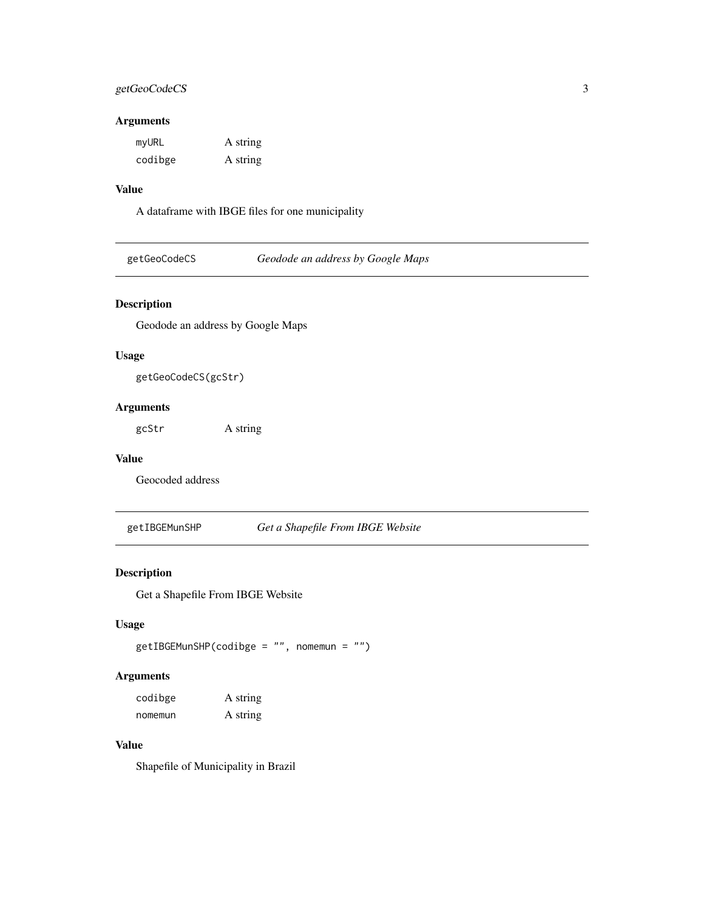### Arguments

| | |
|---|---|
| `myURL` | A string |
| `codibge` | A string |

### Value

A dataframe with IBGE files for one municipality

---

## getGeoCodeCS — *Geodode an address by Google Maps*

### Description

Geodode an address by Google Maps

### Usage

```
getGeoCodeCS(gcStr)
```

### Arguments

| | |
|---|---|
| `gcStr` | A string |

### Value

Geocoded address

---

## getIBGEMunSHP — *Get a Shapefile From IBGE Website*

### Description

Get a Shapefile From IBGE Website

### Usage

```
getIBGEMunSHP(codibge = "", nomemun = "")
```

### Arguments

| | |
|---|---|
| `codibge` | A string |
| `nomemun` | A string |

### Value

Shapefile of Municipality in Brazil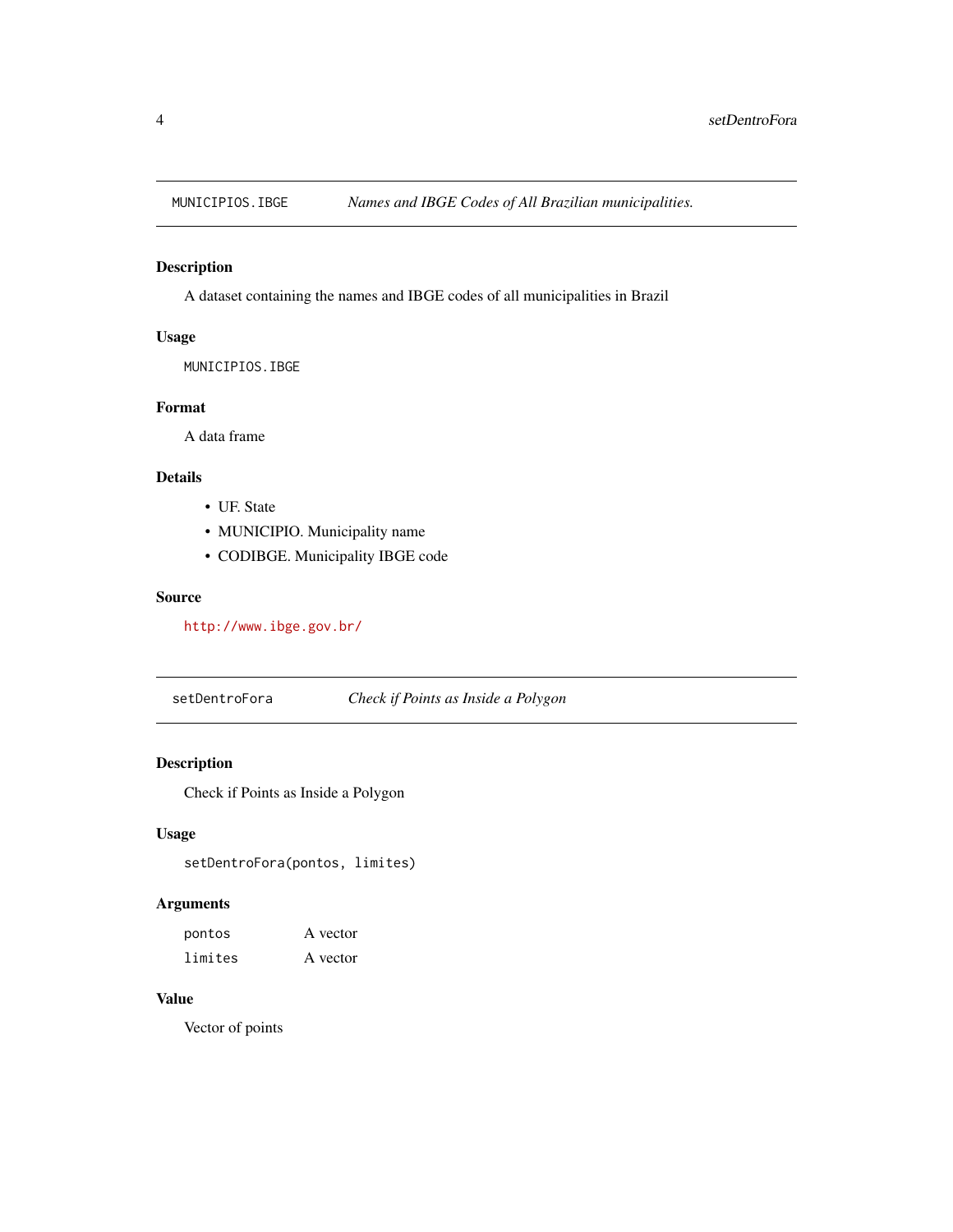## MUNICIPIOS.IBGE — *Names and IBGE Codes of All Brazilian municipalities.*

### Description

A dataset containing the names and IBGE codes of all municipalities in Brazil

### Usage

```
MUNICIPIOS.IBGE
```

### Format

A data frame

### Details

- UF. State
- MUNICIPIO. Municipality name
- CODIBGE. Municipality IBGE code

### Source

http://www.ibge.gov.br/

## setDentroFora — *Check if Points as Inside a Polygon*

### Description

Check if Points as Inside a Polygon

### Usage

```
setDentroFora(pontos, limites)
```

### Arguments

| | |
|---|---|
| pontos | A vector |
| limites | A vector |

### Value

Vector of points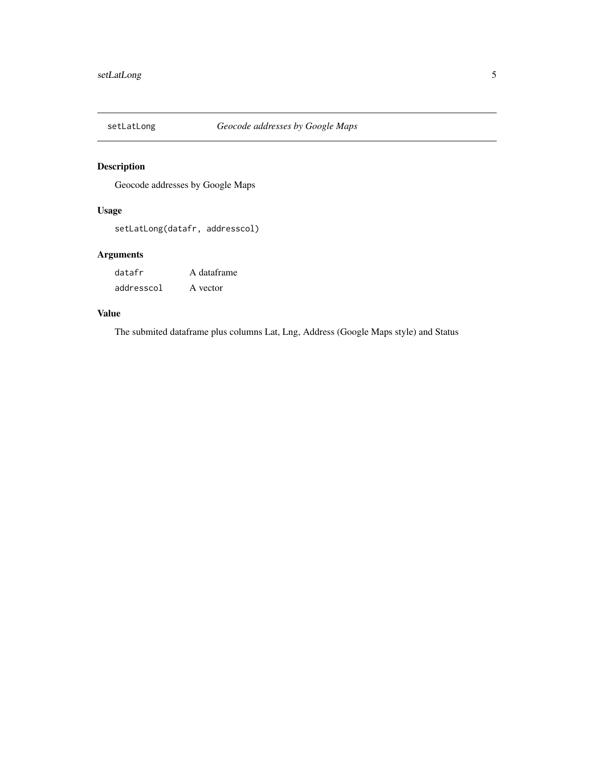## setLatLong — *Geocode addresses by Google Maps*

### Description

Geocode addresses by Google Maps

### Usage

```
setLatLong(datafr, addresscol)
```

### Arguments

| | |
|---|---|
| `datafr` | A dataframe |
| `addresscol` | A vector |

### Value

The submited dataframe plus columns Lat, Lng, Address (Google Maps style) and Status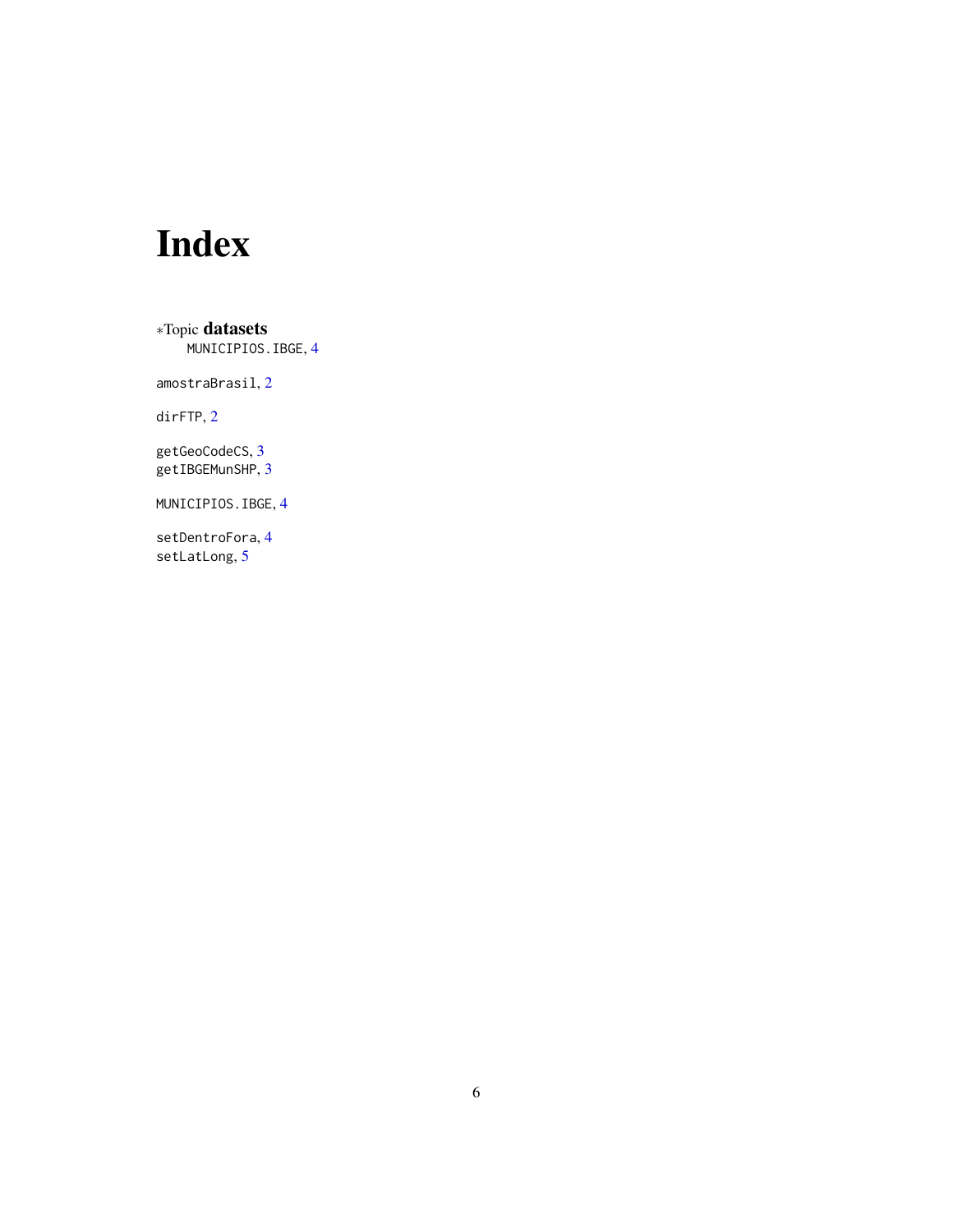# Index

*Topic **datasets**
    MUNICIPIOS.IBGE, 4

amostraBrasil, 2

dirFTP, 2

getGeoCodeCS, 3
getIBGEMunSHP, 3

MUNICIPIOS.IBGE, 4

setDentroFora, 4
setLatLong, 5